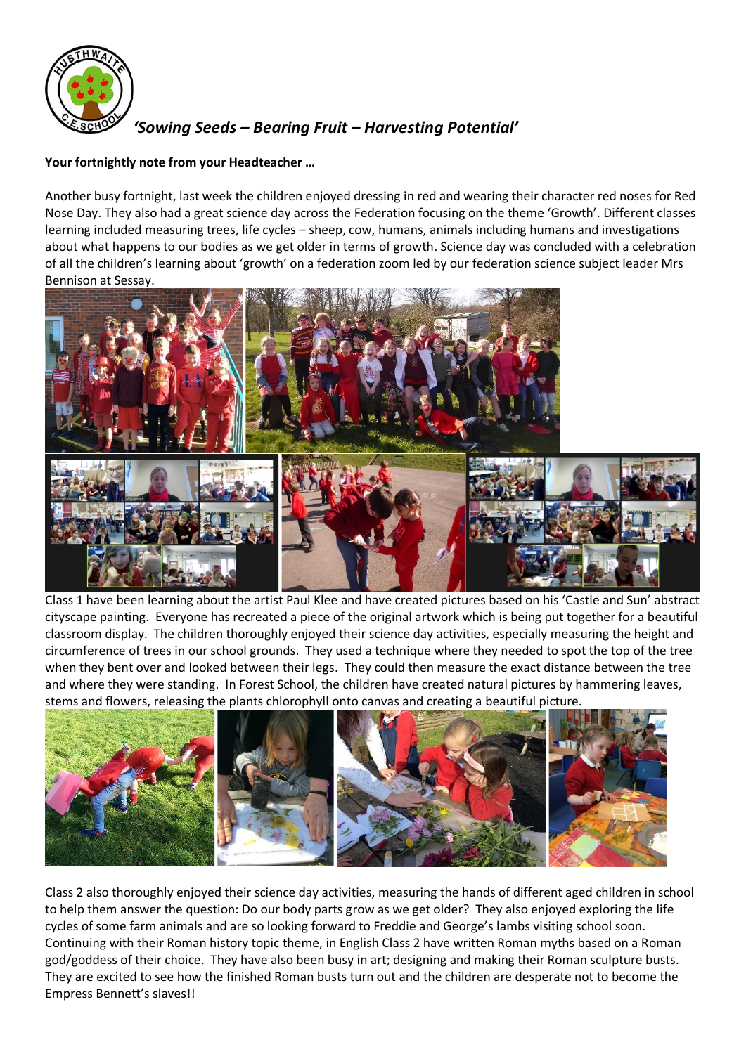*'Sowing Seeds – Bearing Fruit – Harvesting Potential'*

**Your fortnightly note from your Headteacher …**

Another busy fortnight, last week the children enjoyed dressing in red and wearing their character red noses for Red Nose Day. They also had a great science day across the Federation focusing on the theme 'Growth'. Different classes learning included measuring trees, life cycles – sheep, cow, humans, animals including humans and investigations about what happens to our bodies as we get older in terms of growth. Science day was concluded with a celebration of all the children's learning about 'growth' on a federation zoom led by our federation science subject leader Mrs Bennison at Sessay.

Class 1 have been learning about the artist Paul Klee and have created pictures based on his 'Castle and Sun' abstract cityscape painting. Everyone has recreated a piece of the original artwork which is being put together for a beautiful classroom display. The children thoroughly enjoyed their science day activities, especially measuring the height and circumference of trees in our school grounds. They used a technique where they needed to spot the top of the tree when they bent over and looked between their legs. They could then measure the exact distance between the tree and where they were standing. In Forest School, the children have created natural pictures by hammering leaves, stems and flowers, releasing the plants chlorophyll onto canvas and creating a beautiful picture.

Class 2 also thoroughly enjoyed their science day activities, measuring the hands of different aged children in school to help them answer the question: Do our body parts grow as we get older? They also enjoyed exploring the life cycles of some farm animals and are so looking forward to Freddie and George's lambs visiting school soon. Continuing with their Roman history topic theme, in English Class 2 have written Roman myths based on a Roman god/goddess of their choice. They have also been busy in art; designing and making their Roman sculpture busts. They are excited to see how the finished Roman busts turn out and the children are desperate not to become the Empress Bennett's slaves!!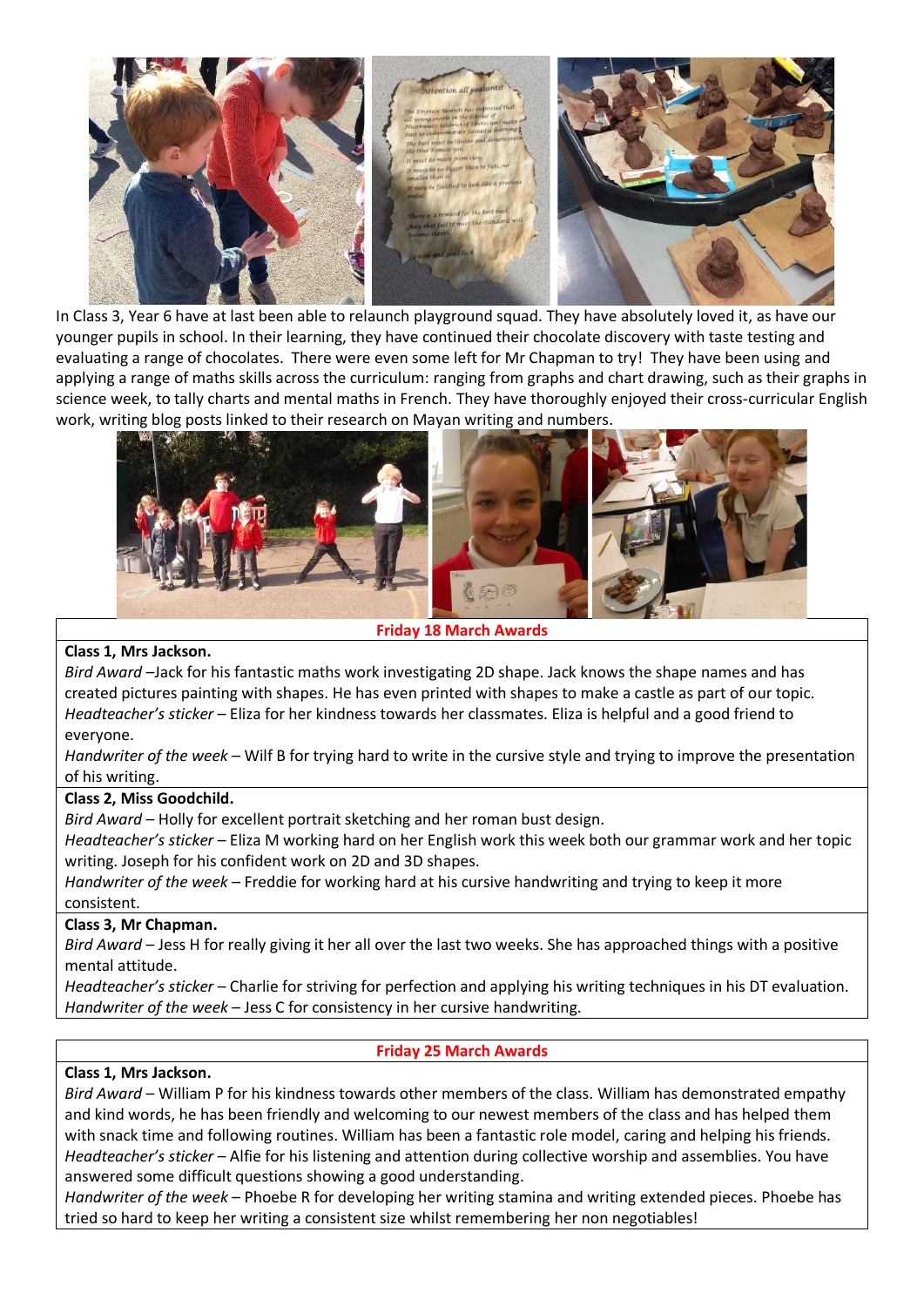In Class 3, Year 6 have at last been able to relaunch playground squad. They have absolutely loved it, as have our younger pupils in school. In their learning, they have continued their chocolate discovery with taste testing and evaluating a range of chocolates. There were even some left for Mr Chapman to try! They have been using and applying a range of maths skills across the curriculum: ranging from graphs and chart drawing, such as their graphs in science week, to tally charts and mental maths in French. They have thoroughly enjoyed their cross-curricular English work, writing blog posts linked to their research on Mayan writing and numbers.

## Friday 18 March Awards

**Class 1, Mrs Jackson.**

*Bird Award* –Jack for his fantastic maths work investigating 2D shape. Jack knows the shape names and has created pictures painting with shapes. He has even printed with shapes to make a castle as part of our topic.
*Headteacher's sticker* – Eliza for her kindness towards her classmates. Eliza is helpful and a good friend to everyone.
*Handwriter of the week* – Wilf B for trying hard to write in the cursive style and trying to improve the presentation of his writing.

**Class 2, Miss Goodchild.**

*Bird Award* – Holly for excellent portrait sketching and her roman bust design.
*Headteacher's sticker* – Eliza M working hard on her English work this week both our grammar work and her topic writing. Joseph for his confident work on 2D and 3D shapes.
*Handwriter of the week* – Freddie for working hard at his cursive handwriting and trying to keep it more consistent.

**Class 3, Mr Chapman.**

*Bird Award* – Jess H for really giving it her all over the last two weeks. She has approached things with a positive mental attitude.
*Headteacher's sticker* – Charlie for striving for perfection and applying his writing techniques in his DT evaluation.
*Handwriter of the week* – Jess C for consistency in her cursive handwriting.

## Friday 25 March Awards

**Class 1, Mrs Jackson.**

*Bird Award* – William P for his kindness towards other members of the class. William has demonstrated empathy and kind words, he has been friendly and welcoming to our newest members of the class and has helped them with snack time and following routines. William has been a fantastic role model, caring and helping his friends.
*Headteacher's sticker* – Alfie for his listening and attention during collective worship and assemblies. You have answered some difficult questions showing a good understanding.
*Handwriter of the week* – Phoebe R for developing her writing stamina and writing extended pieces. Phoebe has tried so hard to keep her writing a consistent size whilst remembering her non negotiables!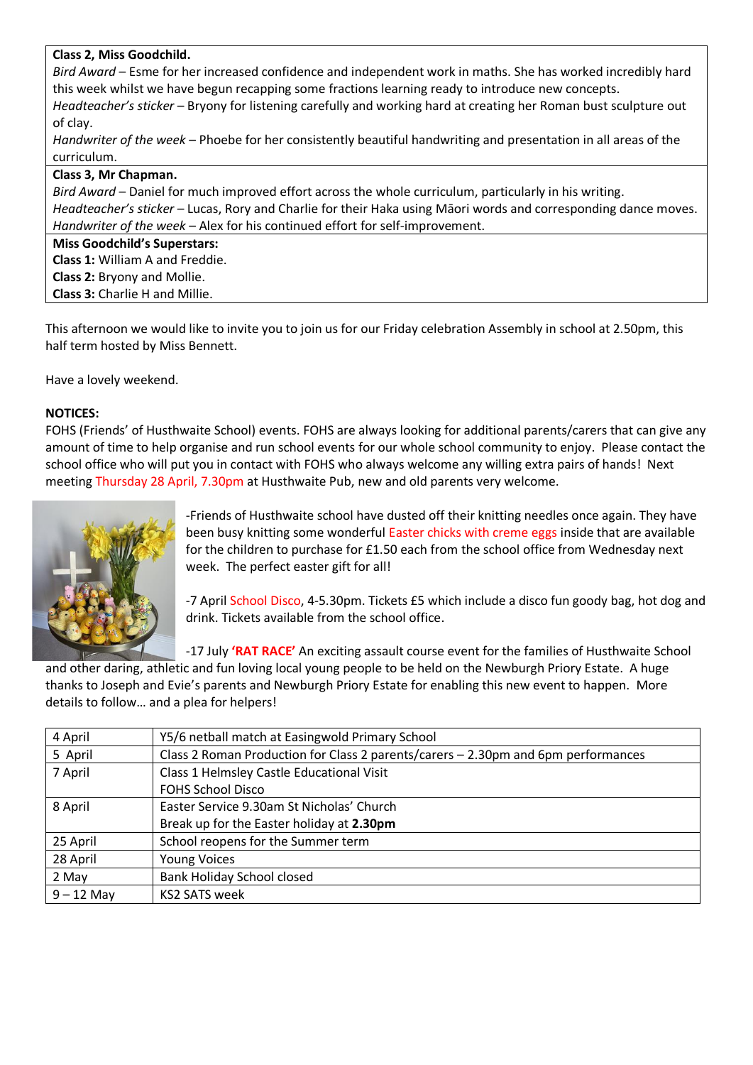| |
|---|
| **Class 2, Miss Goodchild.**<br>*Bird Award* – Esme for her increased confidence and independent work in maths. She has worked incredibly hard this week whilst we have begun recapping some fractions learning ready to introduce new concepts.<br>*Headteacher's sticker* – Bryony for listening carefully and working hard at creating her Roman bust sculpture out of clay.<br>*Handwriter of the week* – Phoebe for her consistently beautiful handwriting and presentation in all areas of the curriculum. |
| **Class 3, Mr Chapman.**<br>*Bird Award* – Daniel for much improved effort across the whole curriculum, particularly in his writing.<br>*Headteacher's sticker* – Lucas, Rory and Charlie for their Haka using Māori words and corresponding dance moves.<br>*Handwriter of the week* – Alex for his continued effort for self-improvement. |
| **Miss Goodchild's Superstars:**<br>**Class 1:** William A and Freddie.<br>**Class 2:** Bryony and Mollie.<br>**Class 3:** Charlie H and Millie. |

This afternoon we would like to invite you to join us for our Friday celebration Assembly in school at 2.50pm, this half term hosted by Miss Bennett.

Have a lovely weekend.

**NOTICES:**

FOHS (Friends' of Husthwaite School) events. FOHS are always looking for additional parents/carers that can give any amount of time to help organise and run school events for our whole school community to enjoy. Please contact the school office who will put you in contact with FOHS who always welcome any willing extra pairs of hands! Next meeting Thursday 28 April, 7.30pm at Husthwaite Pub, new and old parents very welcome.

-Friends of Husthwaite school have dusted off their knitting needles once again. They have been busy knitting some wonderful Easter chicks with creme eggs inside that are available for the children to purchase for £1.50 each from the school office from Wednesday next week. The perfect easter gift for all!

-7 April School Disco, 4-5.30pm. Tickets £5 which include a disco fun goody bag, hot dog and drink. Tickets available from the school office.

-17 July **'RAT RACE'** An exciting assault course event for the families of Husthwaite School and other daring, athletic and fun loving local young people to be held on the Newburgh Priory Estate. A huge thanks to Joseph and Evie's parents and Newburgh Priory Estate for enabling this new event to happen. More details to follow… and a plea for helpers!

| | |
|---|---|
| 4 April | Y5/6 netball match at Easingwold Primary School |
| 5 April | Class 2 Roman Production for Class 2 parents/carers – 2.30pm and 6pm performances |
| 7 April | Class 1 Helmsley Castle Educational Visit<br>FOHS School Disco |
| 8 April | Easter Service 9.30am St Nicholas' Church<br>Break up for the Easter holiday at **2.30pm** |
| 25 April | School reopens for the Summer term |
| 28 April | Young Voices |
| 2 May | Bank Holiday School closed |
| 9 – 12 May | KS2 SATS week |